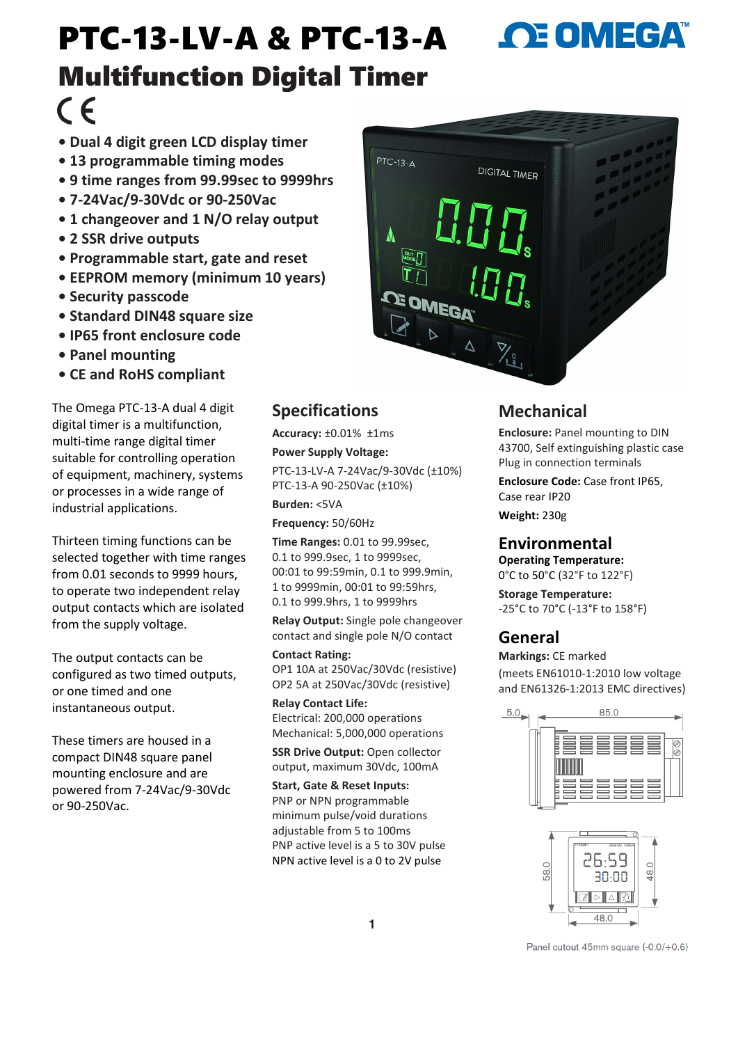# PTC-13-LV-A & PTC-13-A

## Multifunction Digital Timer

CE

- Dual 4 digit green LCD display timer
- 13 programmable timing modes
- 9 time ranges from 99.99sec to 9999hrs
- 7-24Vac/9-30Vdc or 90-250Vac
- 1 changeover and 1 N/O relay output
- 2 SSR drive outputs
- Programmable start, gate and reset
- EEPROM memory (minimum 10 years)
- Security passcode
- Standard DIN48 square size
- IP65 front enclosure code
- Panel mounting
- CE and RoHS compliant

The Omega PTC-13-A dual 4 digit digital timer is a multifunction, multi-time range digital timer suitable for controlling operation of equipment, machinery, systems or processes in a wide range of industrial applications.

Thirteen timing functions can be selected together with time ranges from 0.01 seconds to 9999 hours, to operate two independent relay output contacts which are isolated from the supply voltage.

The output contacts can be configured as two timed outputs, or one timed and one instantaneous output.

These timers are housed in a compact DIN48 square panel mounting enclosure and are powered from 7-24Vac/9-30Vdc or 90-250Vac.

## Specifications

**Accuracy:** ±0.01% ±1ms

**Power Supply Voltage:**

PTC-13-LV-A 7-24Vac/9-30Vdc (±10%)
PTC-13-A 90-250Vac (±10%)

**Burden:** <5VA

**Frequency:** 50/60Hz

**Time Ranges:** 0.01 to 99.99sec, 0.1 to 999.9sec, 1 to 9999sec, 00:01 to 99:59min, 0.1 to 999.9min, 1 to 9999min, 00:01 to 99:59hrs, 0.1 to 999.9hrs, 1 to 9999hrs

**Relay Output:** Single pole changeover contact and single pole N/O contact

**Contact Rating:**
OP1 10A at 250Vac/30Vdc (resistive)
OP2 5A at 250Vac/30Vdc (resistive)

**Relay Contact Life:**
Electrical: 200,000 operations
Mechanical: 5,000,000 operations

**SSR Drive Output:** Open collector output, maximum 30Vdc, 100mA

**Start, Gate & Reset Inputs:**
PNP or NPN programmable
minimum pulse/void durations adjustable from 5 to 100ms
PNP active level is a 5 to 30V pulse
NPN active level is a 0 to 2V pulse

## Mechanical

**Enclosure:** Panel mounting to DIN 43700, Self extinguishing plastic case Plug in connection terminals

**Enclosure Code:** Case front IP65, Case rear IP20

**Weight:** 230g

## Environmental

**Operating Temperature:**
0°C to 50°C (32°F to 122°F)

**Storage Temperature:**
-25°C to 70°C (-13°F to 158°F)

## General

**Markings:** CE marked
(meets EN61010-1:2010 low voltage and EN61326-1:2013 EMC directives)

5.0 85.0

58.0 48.0 48.0

Panel cutout 45mm square (-0.0/+0.6)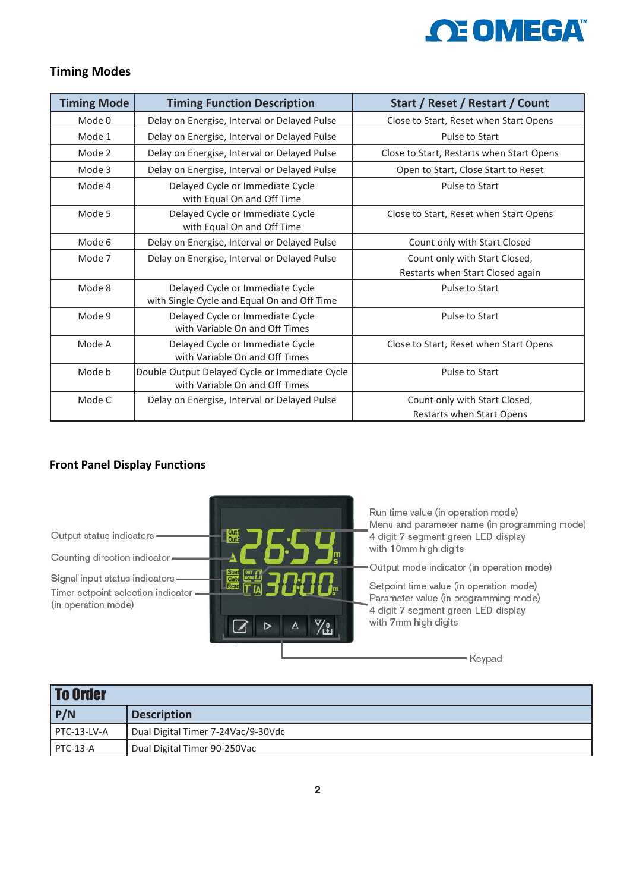## Timing Modes

| Timing Mode | Timing Function Description | Start / Reset / Restart / Count |
|---|---|---|
| Mode 0 | Delay on Energise, Interval or Delayed Pulse | Close to Start, Reset when Start Opens |
| Mode 1 | Delay on Energise, Interval or Delayed Pulse | Pulse to Start |
| Mode 2 | Delay on Energise, Interval or Delayed Pulse | Close to Start, Restarts when Start Opens |
| Mode 3 | Delay on Energise, Interval or Delayed Pulse | Open to Start, Close Start to Reset |
| Mode 4 | Delayed Cycle or Immediate Cycle with Equal On and Off Time | Pulse to Start |
| Mode 5 | Delayed Cycle or Immediate Cycle with Equal On and Off Time | Close to Start, Reset when Start Opens |
| Mode 6 | Delay on Energise, Interval or Delayed Pulse | Count only with Start Closed |
| Mode 7 | Delay on Energise, Interval or Delayed Pulse | Count only with Start Closed, Restarts when Start Closed again |
| Mode 8 | Delayed Cycle or Immediate Cycle with Single Cycle and Equal On and Off Time | Pulse to Start |
| Mode 9 | Delayed Cycle or Immediate Cycle with Variable On and Off Times | Pulse to Start |
| Mode A | Delayed Cycle or Immediate Cycle with Variable On and Off Times | Close to Start, Reset when Start Opens |
| Mode b | Double Output Delayed Cycle or Immediate Cycle with Variable On and Off Times | Pulse to Start |
| Mode C | Delay on Energise, Interval or Delayed Pulse | Count only with Start Closed, Restarts when Start Opens |

## Front Panel Display Functions

Output status indicators

Counting direction indicator

Signal input status indicators

Timer setpoint selection indicator (in operation mode)

Run time value (in operation mode)
Menu and parameter name (in programming mode)
4 digit 7 segment green LED display with 10mm high digits

Output mode indicator (in operation mode)

Setpoint time value (in operation mode)
Parameter value (in programming mode)
4 digit 7 segment green LED display with 7mm high digits

Keypad

| To Order | |
|---|---|
| **P/N** | **Description** |
| PTC-13-LV-A | Dual Digital Timer 7-24Vac/9-30Vdc |
| PTC-13-A | Dual Digital Timer 90-250Vac |